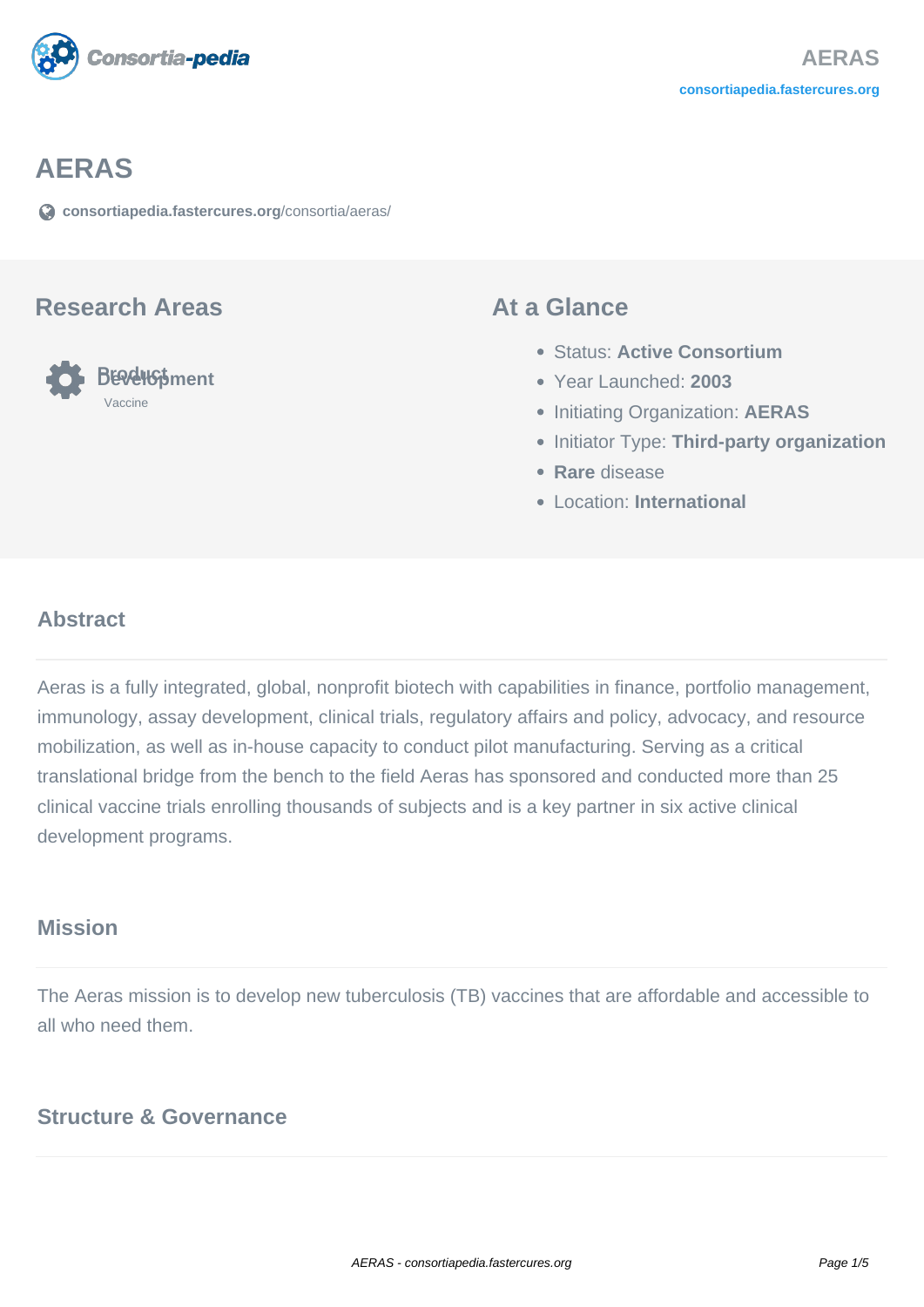# AERAS

consortiapedia.fastercures.org/consortia/aeras/

## Research Areas

**Product Development**

Vaccine

## At a Glance

- Status: **Active Consortium**
- Year Launched: **2003**
- Initiating Organization: **AERAS**
- Initiator Type: **Third-party organization**
- **Rare** disease
- Location: **International**

### Abstract

Aeras is a fully integrated, global, nonprofit biotech with capabilities in finance, portfolio management, immunology, assay development, clinical trials, regulatory affairs and policy, advocacy, and resource mobilization, as well as in-house capacity to conduct pilot manufacturing. Serving as a critical translational bridge from the bench to the field Aeras has sponsored and conducted more than 25 clinical vaccine trials enrolling thousands of subjects and is a key partner in six active clinical development programs.

### Mission

The Aeras mission is to develop new tuberculosis (TB) vaccines that are affordable and accessible to all who need them.

### Structure & Governance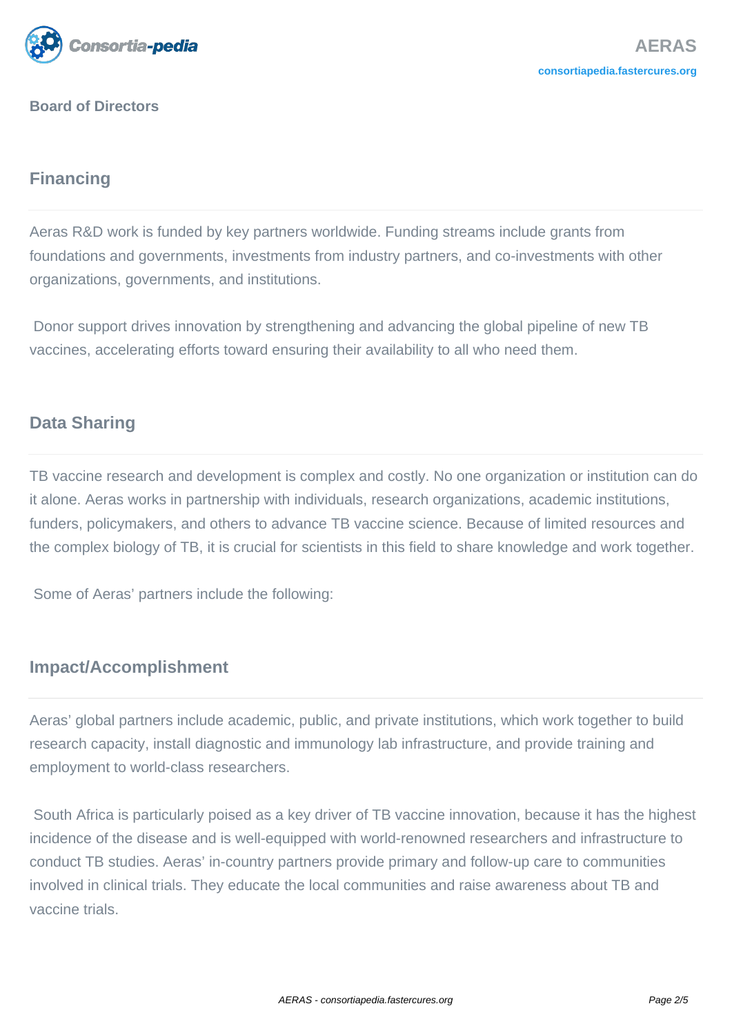**Board of Directors**

## Financing

Aeras R&D work is funded by key partners worldwide. Funding streams include grants from foundations and governments, investments from industry partners, and co-investments with other organizations, governments, and institutions.

Donor support drives innovation by strengthening and advancing the global pipeline of new TB vaccines, accelerating efforts toward ensuring their availability to all who need them.

## Data Sharing

TB vaccine research and development is complex and costly. No one organization or institution can do it alone. Aeras works in partnership with individuals, research organizations, academic institutions, funders, policymakers, and others to advance TB vaccine science. Because of limited resources and the complex biology of TB, it is crucial for scientists in this field to share knowledge and work together.

Some of Aeras' partners include the following:

## Impact/Accomplishment

Aeras' global partners include academic, public, and private institutions, which work together to build research capacity, install diagnostic and immunology lab infrastructure, and provide training and employment to world-class researchers.

South Africa is particularly poised as a key driver of TB vaccine innovation, because it has the highest incidence of the disease and is well-equipped with world-renowned researchers and infrastructure to conduct TB studies. Aeras' in-country partners provide primary and follow-up care to communities involved in clinical trials. They educate the local communities and raise awareness about TB and vaccine trials.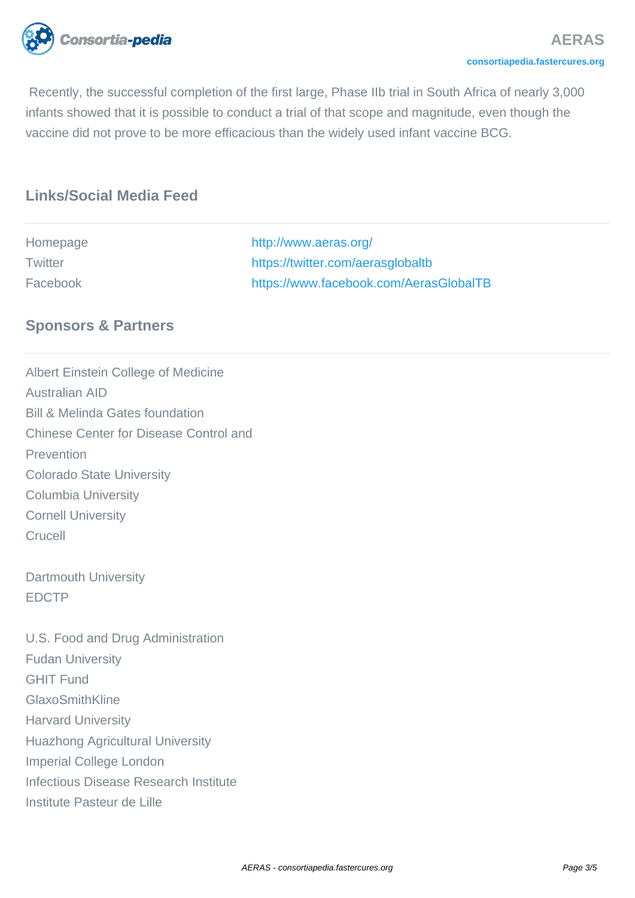Recently, the successful completion of the first large, Phase IIb trial in South Africa of nearly 3,000 infants showed that it is possible to conduct a trial of that scope and magnitude, even though the vaccine did not prove to be more efficacious than the widely used infant vaccine BCG.

## Links/Social Media Feed

| | |
|---|---|
| Homepage | http://www.aeras.org/ |
| Twitter | https://twitter.com/aerasglobaltb |
| Facebook | https://www.facebook.com/AerasGlobalTB |

## Sponsors & Partners

Albert Einstein College of Medicine
Australian AID
Bill & Melinda Gates foundation
Chinese Center for Disease Control and Prevention
Colorado State University
Columbia University
Cornell University
Crucell

Dartmouth University
EDCTP

U.S. Food and Drug Administration
Fudan University
GHIT Fund
GlaxoSmithKline
Harvard University
Huazhong Agricultural University
Imperial College London
Infectious Disease Research Institute
Institute Pasteur de Lille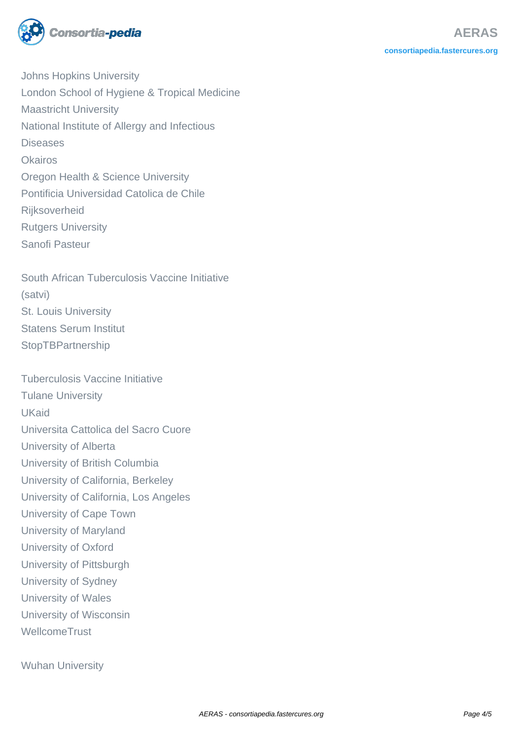Johns Hopkins University
London School of Hygiene & Tropical Medicine
Maastricht University
National Institute of Allergy and Infectious Diseases
Okairos
Oregon Health & Science University
Pontificia Universidad Catolica de Chile
Rijksoverheid
Rutgers University
Sanofi Pasteur

South African Tuberculosis Vaccine Initiative (satvi)
St. Louis University
Statens Serum Institut
StopTBPartnership

Tuberculosis Vaccine Initiative
Tulane University
UKaid
Universita Cattolica del Sacro Cuore
University of Alberta
University of British Columbia
University of California, Berkeley
University of California, Los Angeles
University of Cape Town
University of Maryland
University of Oxford
University of Pittsburgh
University of Sydney
University of Wales
University of Wisconsin
WellcomeTrust

Wuhan University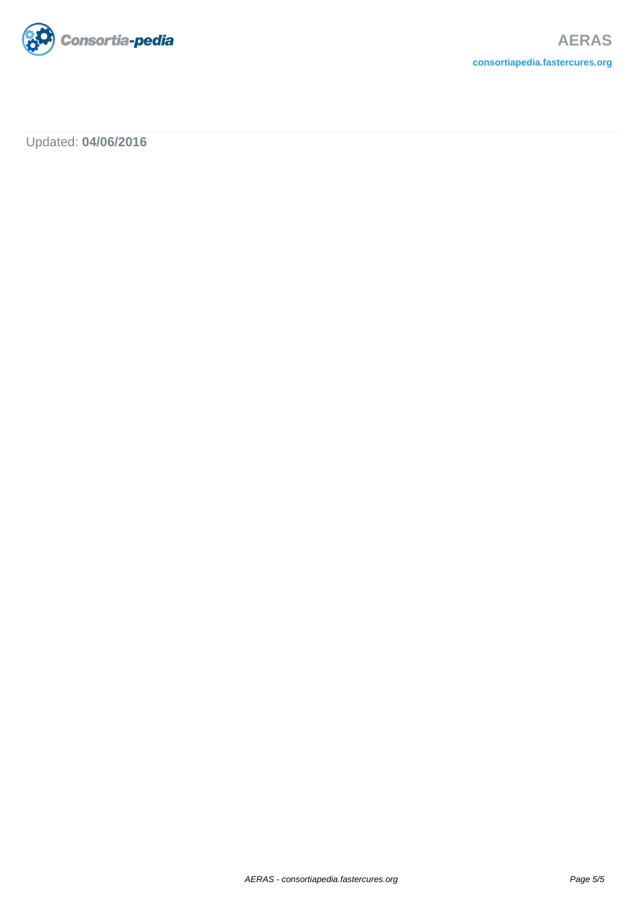Updated: **04/06/2016**